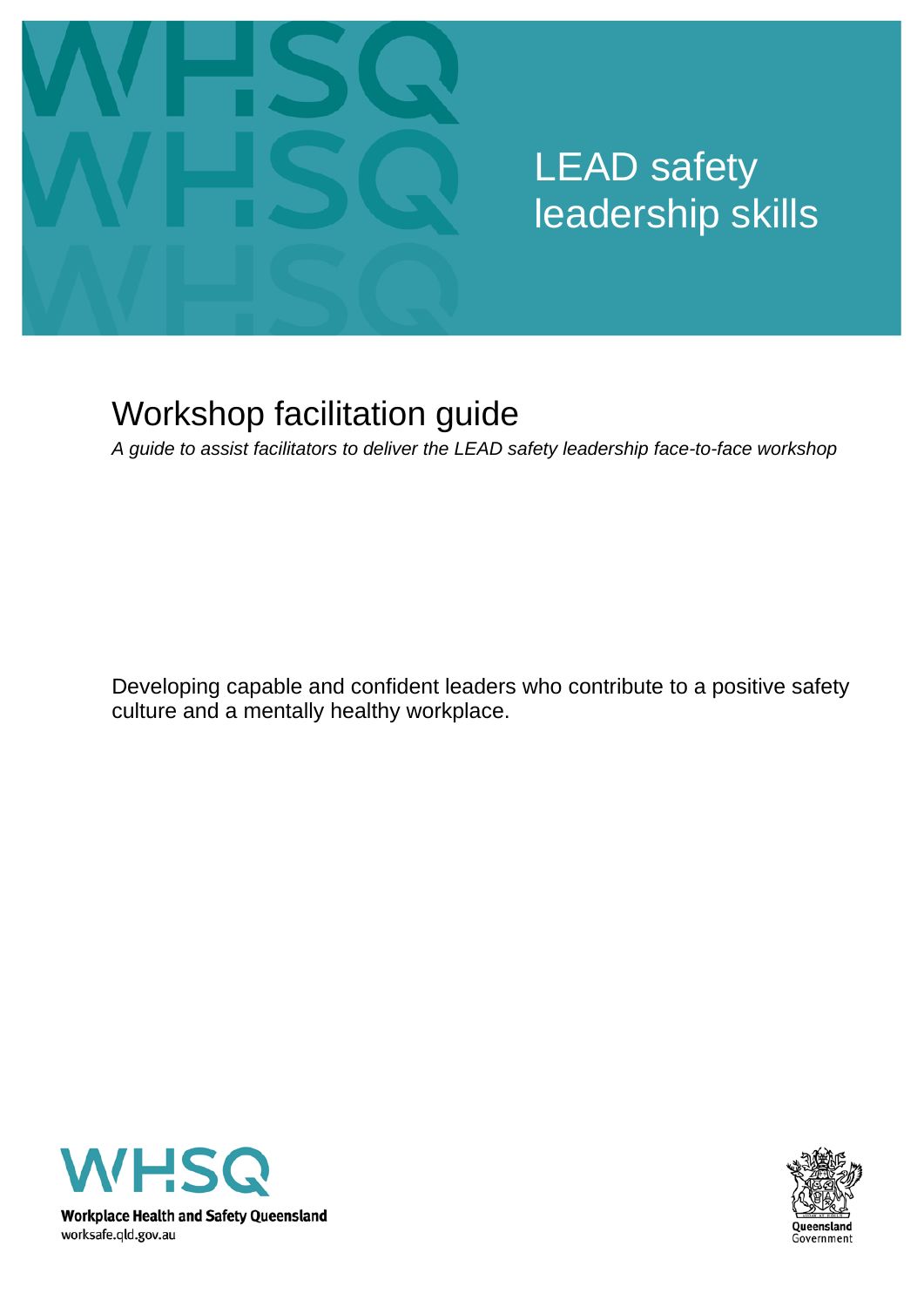# LEAD safety leadership skills

## Workshop facilitation guide

*A guide to assist facilitators to deliver the LEAD safety leadership face-to-face workshop*

Developing capable and confident leaders who contribute to a positive safety culture and a mentally healthy workplace.

**Workplace Health and Safety Queensland**
worksafe.qld.gov.au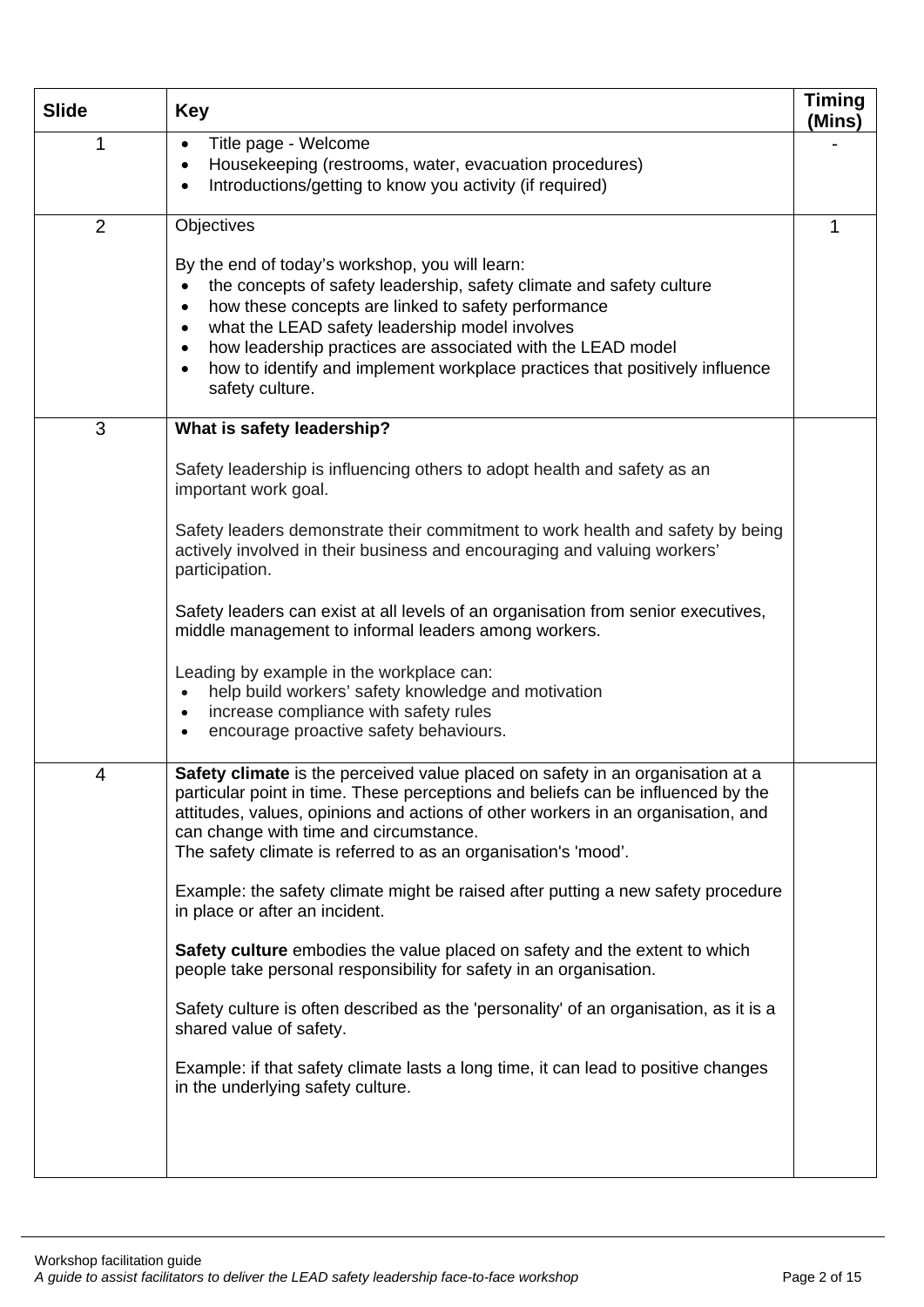| Slide | Key | Timing (Mins) |
|---|---|---|
| 1 | • Title page - Welcome<br>• Housekeeping (restrooms, water, evacuation procedures)<br>• Introductions/getting to know you activity (if required) | - |
| 2 | Objectives<br><br>By the end of today's workshop, you will learn:<br>• the concepts of safety leadership, safety climate and safety culture<br>• how these concepts are linked to safety performance<br>• what the LEAD safety leadership model involves<br>• how leadership practices are associated with the LEAD model<br>• how to identify and implement workplace practices that positively influence safety culture. | 1 |
| 3 | **What is safety leadership?**<br><br>Safety leadership is influencing others to adopt health and safety as an important work goal.<br><br>Safety leaders demonstrate their commitment to work health and safety by being actively involved in their business and encouraging and valuing workers' participation.<br><br>Safety leaders can exist at all levels of an organisation from senior executives, middle management to informal leaders among workers.<br><br>Leading by example in the workplace can:<br>• help build workers' safety knowledge and motivation<br>• increase compliance with safety rules<br>• encourage proactive safety behaviours. | |
| 4 | **Safety climate** is the perceived value placed on safety in an organisation at a particular point in time. These perceptions and beliefs can be influenced by the attitudes, values, opinions and actions of other workers in an organisation, and can change with time and circumstance.<br>The safety climate is referred to as an organisation's 'mood'.<br><br>Example: the safety climate might be raised after putting a new safety procedure in place or after an incident.<br><br>**Safety culture** embodies the value placed on safety and the extent to which people take personal responsibility for safety in an organisation.<br><br>Safety culture is often described as the 'personality' of an organisation, as it is a shared value of safety.<br><br>Example: if that safety climate lasts a long time, it can lead to positive changes in the underlying safety culture. | |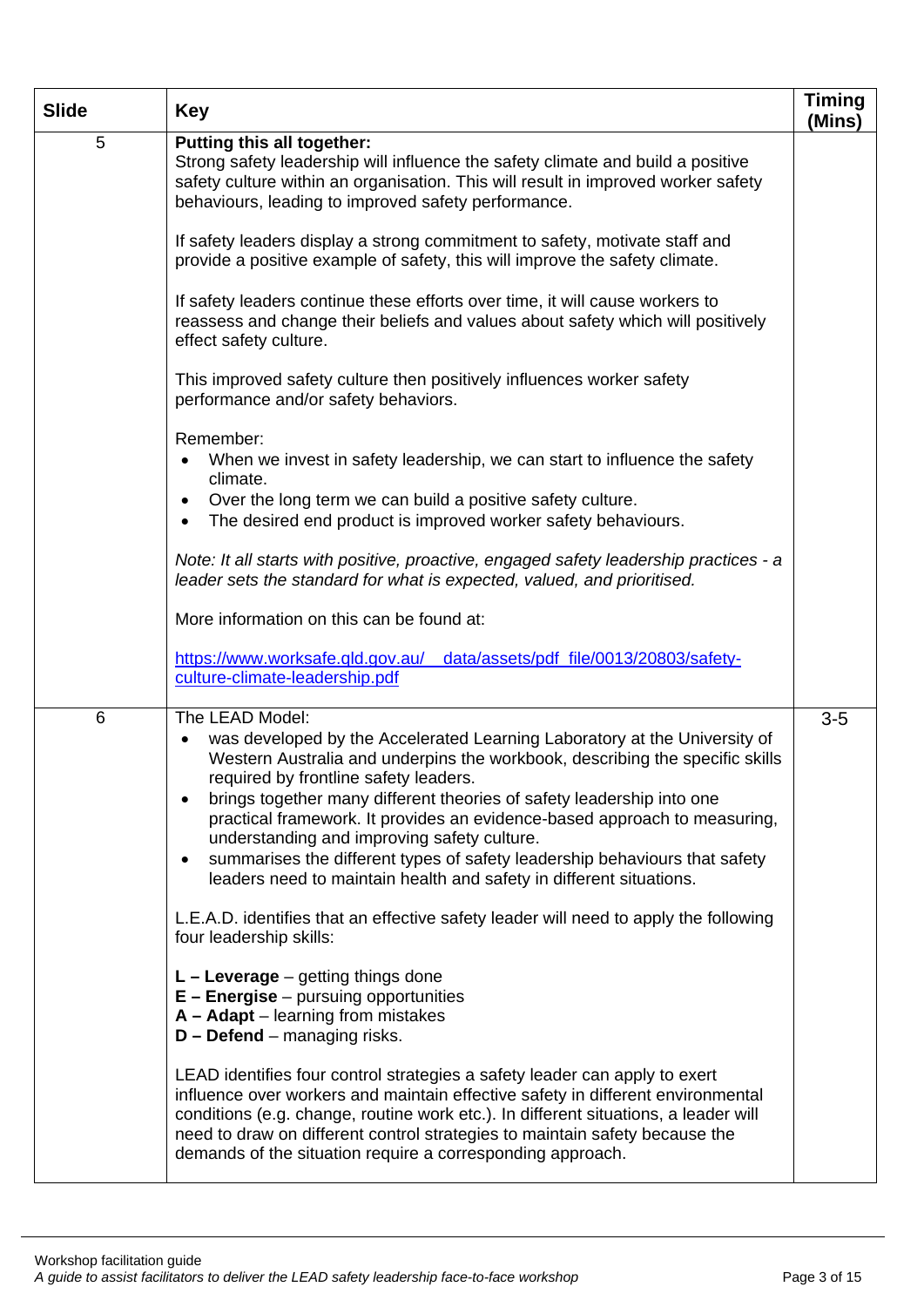| Slide | Key | Timing (Mins) |
|---|---|---|
| 5 | **Putting this all together:**<br>Strong safety leadership will influence the safety climate and build a positive safety culture within an organisation. This will result in improved worker safety behaviours, leading to improved safety performance.<br><br>If safety leaders display a strong commitment to safety, motivate staff and provide a positive example of safety, this will improve the safety climate.<br><br>If safety leaders continue these efforts over time, it will cause workers to reassess and change their beliefs and values about safety which will positively effect safety culture.<br><br>This improved safety culture then positively influences worker safety performance and/or safety behaviors.<br><br>Remember:<br>• When we invest in safety leadership, we can start to influence the safety climate.<br>• Over the long term we can build a positive safety culture.<br>• The desired end product is improved worker safety behaviours.<br><br>*Note: It all starts with positive, proactive, engaged safety leadership practices - a leader sets the standard for what is expected, valued, and prioritised.*<br><br>More information on this can be found at:<br><br>https://www.worksafe.qld.gov.au/__data/assets/pdf_file/0013/20803/safety-culture-climate-leadership.pdf | |
| 6 | The LEAD Model:<br>• was developed by the Accelerated Learning Laboratory at the University of Western Australia and underpins the workbook, describing the specific skills required by frontline safety leaders.<br>• brings together many different theories of safety leadership into one practical framework. It provides an evidence-based approach to measuring, understanding and improving safety culture.<br>• summarises the different types of safety leadership behaviours that safety leaders need to maintain health and safety in different situations.<br><br>L.E.A.D. identifies that an effective safety leader will need to apply the following four leadership skills:<br><br>**L – Leverage** – getting things done<br>**E – Energise** – pursuing opportunities<br>**A – Adapt** – learning from mistakes<br>**D – Defend** – managing risks.<br><br>LEAD identifies four control strategies a safety leader can apply to exert influence over workers and maintain effective safety in different environmental conditions (e.g. change, routine work etc.). In different situations, a leader will need to draw on different control strategies to maintain safety because the demands of the situation require a corresponding approach. | 3-5 |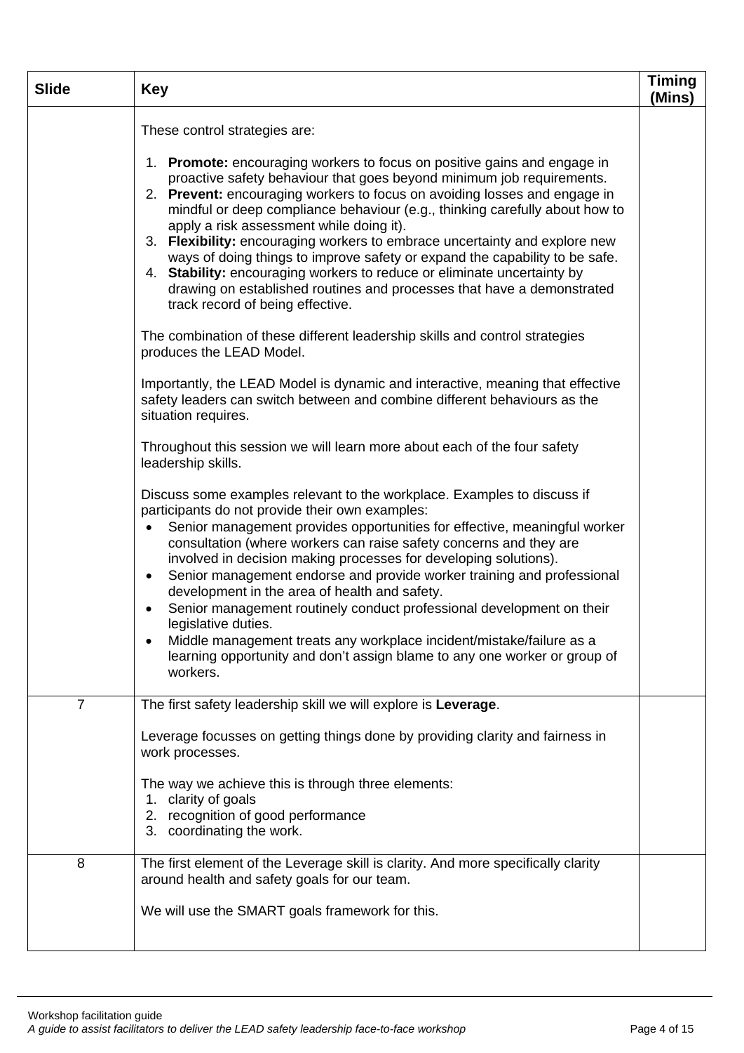| Slide | Key | Timing (Mins) |
| --- | --- | --- |
| | These control strategies are:<br><br>1. **Promote:** encouraging workers to focus on positive gains and engage in proactive safety behaviour that goes beyond minimum job requirements.<br>2. **Prevent:** encouraging workers to focus on avoiding losses and engage in mindful or deep compliance behaviour (e.g., thinking carefully about how to apply a risk assessment while doing it).<br>3. **Flexibility:** encouraging workers to embrace uncertainty and explore new ways of doing things to improve safety or expand the capability to be safe.<br>4. **Stability:** encouraging workers to reduce or eliminate uncertainty by drawing on established routines and processes that have a demonstrated track record of being effective.<br><br>The combination of these different leadership skills and control strategies produces the LEAD Model.<br><br>Importantly, the LEAD Model is dynamic and interactive, meaning that effective safety leaders can switch between and combine different behaviours as the situation requires.<br><br>Throughout this session we will learn more about each of the four safety leadership skills.<br><br>Discuss some examples relevant to the workplace. Examples to discuss if participants do not provide their own examples:<br>• Senior management provides opportunities for effective, meaningful worker consultation (where workers can raise safety concerns and they are involved in decision making processes for developing solutions).<br>• Senior management endorse and provide worker training and professional development in the area of health and safety.<br>• Senior management routinely conduct professional development on their legislative duties.<br>• Middle management treats any workplace incident/mistake/failure as a learning opportunity and don't assign blame to any one worker or group of workers. | |
| 7 | The first safety leadership skill we will explore is **Leverage**.<br><br>Leverage focusses on getting things done by providing clarity and fairness in work processes.<br><br>The way we achieve this is through three elements:<br>1. clarity of goals<br>2. recognition of good performance<br>3. coordinating the work. | |
| 8 | The first element of the Leverage skill is clarity. And more specifically clarity around health and safety goals for our team.<br><br>We will use the SMART goals framework for this. | |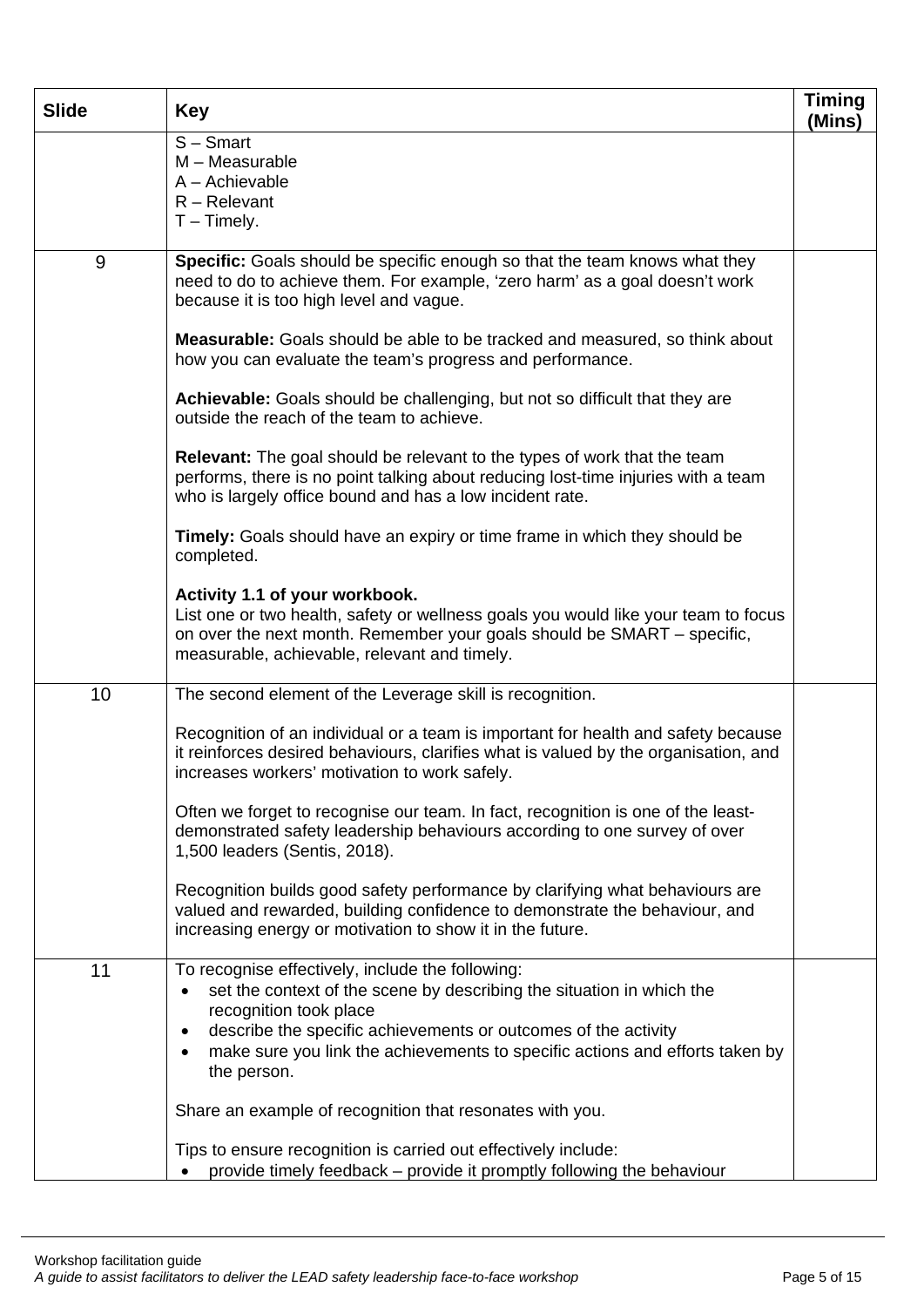| Slide | Key | Timing (Mins) |
|---|---|---|
| | S – Smart<br>M – Measurable<br>A – Achievable<br>R – Relevant<br>T – Timely. | |
| 9 | **Specific:** Goals should be specific enough so that the team knows what they need to do to achieve them. For example, 'zero harm' as a goal doesn't work because it is too high level and vague.<br><br>**Measurable:** Goals should be able to be tracked and measured, so think about how you can evaluate the team's progress and performance.<br><br>**Achievable:** Goals should be challenging, but not so difficult that they are outside the reach of the team to achieve.<br><br>**Relevant:** The goal should be relevant to the types of work that the team performs, there is no point talking about reducing lost-time injuries with a team who is largely office bound and has a low incident rate.<br><br>**Timely:** Goals should have an expiry or time frame in which they should be completed.<br><br>**Activity 1.1 of your workbook.**<br>List one or two health, safety or wellness goals you would like your team to focus on over the next month. Remember your goals should be SMART – specific, measurable, achievable, relevant and timely. | |
| 10 | The second element of the Leverage skill is recognition.<br><br>Recognition of an individual or a team is important for health and safety because it reinforces desired behaviours, clarifies what is valued by the organisation, and increases workers' motivation to work safely.<br><br>Often we forget to recognise our team. In fact, recognition is one of the least-demonstrated safety leadership behaviours according to one survey of over 1,500 leaders (Sentis, 2018).<br><br>Recognition builds good safety performance by clarifying what behaviours are valued and rewarded, building confidence to demonstrate the behaviour, and increasing energy or motivation to show it in the future. | |
| 11 | To recognise effectively, include the following:<br>• set the context of the scene by describing the situation in which the recognition took place<br>• describe the specific achievements or outcomes of the activity<br>• make sure you link the achievements to specific actions and efforts taken by the person.<br><br>Share an example of recognition that resonates with you.<br><br>Tips to ensure recognition is carried out effectively include:<br>• provide timely feedback – provide it promptly following the behaviour | |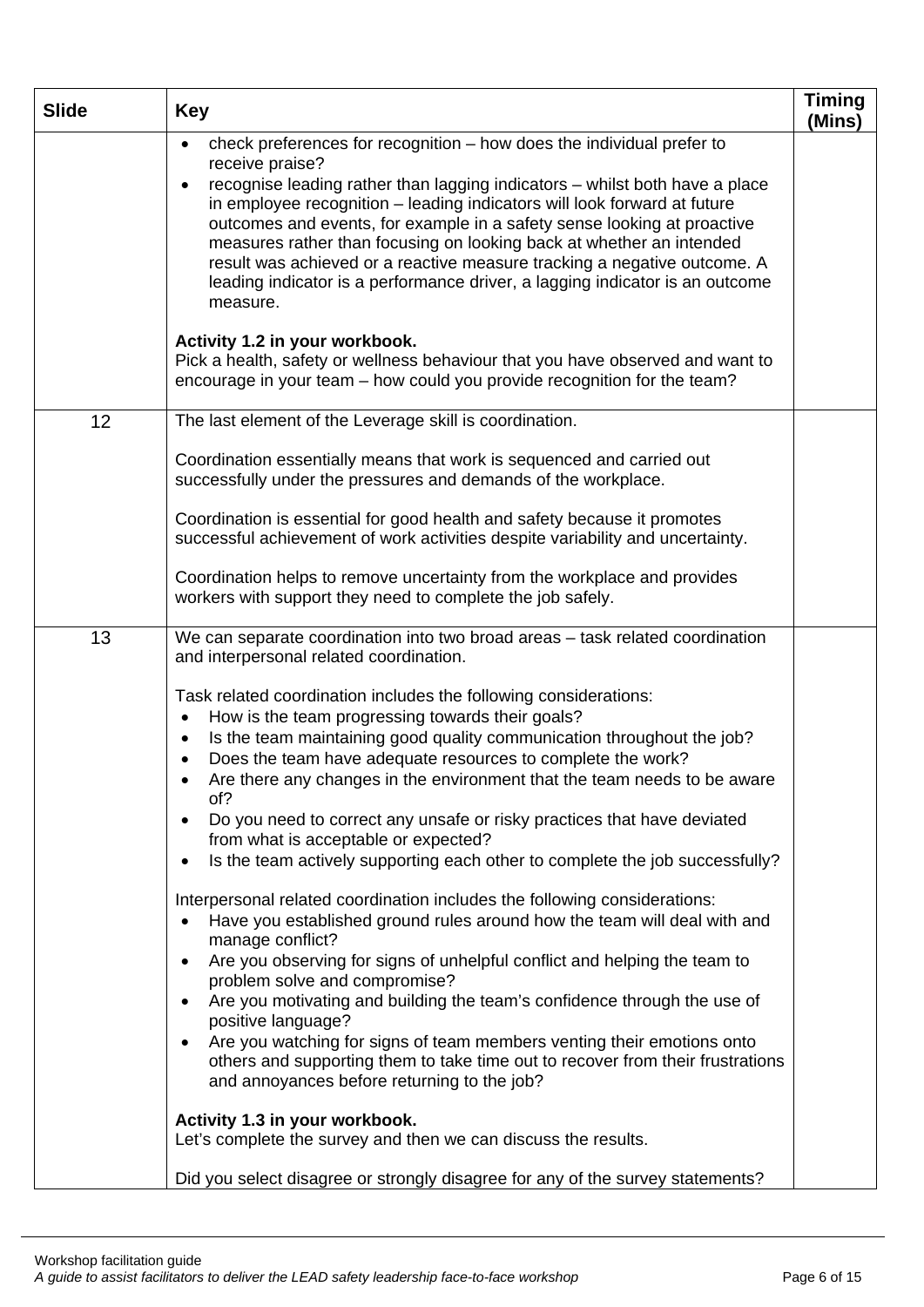| Slide | Key | Timing (Mins) |
|---|---|---|
| | • check preferences for recognition – how does the individual prefer to receive praise?<br>• recognise leading rather than lagging indicators – whilst both have a place in employee recognition – leading indicators will look forward at future outcomes and events, for example in a safety sense looking at proactive measures rather than focusing on looking back at whether an intended result was achieved or a reactive measure tracking a negative outcome. A leading indicator is a performance driver, a lagging indicator is an outcome measure.<br><br>**Activity 1.2 in your workbook.**<br>Pick a health, safety or wellness behaviour that you have observed and want to encourage in your team – how could you provide recognition for the team? | |
| 12 | The last element of the Leverage skill is coordination.<br><br>Coordination essentially means that work is sequenced and carried out successfully under the pressures and demands of the workplace.<br><br>Coordination is essential for good health and safety because it promotes successful achievement of work activities despite variability and uncertainty.<br><br>Coordination helps to remove uncertainty from the workplace and provides workers with support they need to complete the job safely. | |
| 13 | We can separate coordination into two broad areas – task related coordination and interpersonal related coordination.<br><br>Task related coordination includes the following considerations:<br>• How is the team progressing towards their goals?<br>• Is the team maintaining good quality communication throughout the job?<br>• Does the team have adequate resources to complete the work?<br>• Are there any changes in the environment that the team needs to be aware of?<br>• Do you need to correct any unsafe or risky practices that have deviated from what is acceptable or expected?<br>• Is the team actively supporting each other to complete the job successfully?<br><br>Interpersonal related coordination includes the following considerations:<br>• Have you established ground rules around how the team will deal with and manage conflict?<br>• Are you observing for signs of unhelpful conflict and helping the team to problem solve and compromise?<br>• Are you motivating and building the team's confidence through the use of positive language?<br>• Are you watching for signs of team members venting their emotions onto others and supporting them to take time out to recover from their frustrations and annoyances before returning to the job?<br><br>**Activity 1.3 in your workbook.**<br>Let's complete the survey and then we can discuss the results.<br><br>Did you select disagree or strongly disagree for any of the survey statements? | |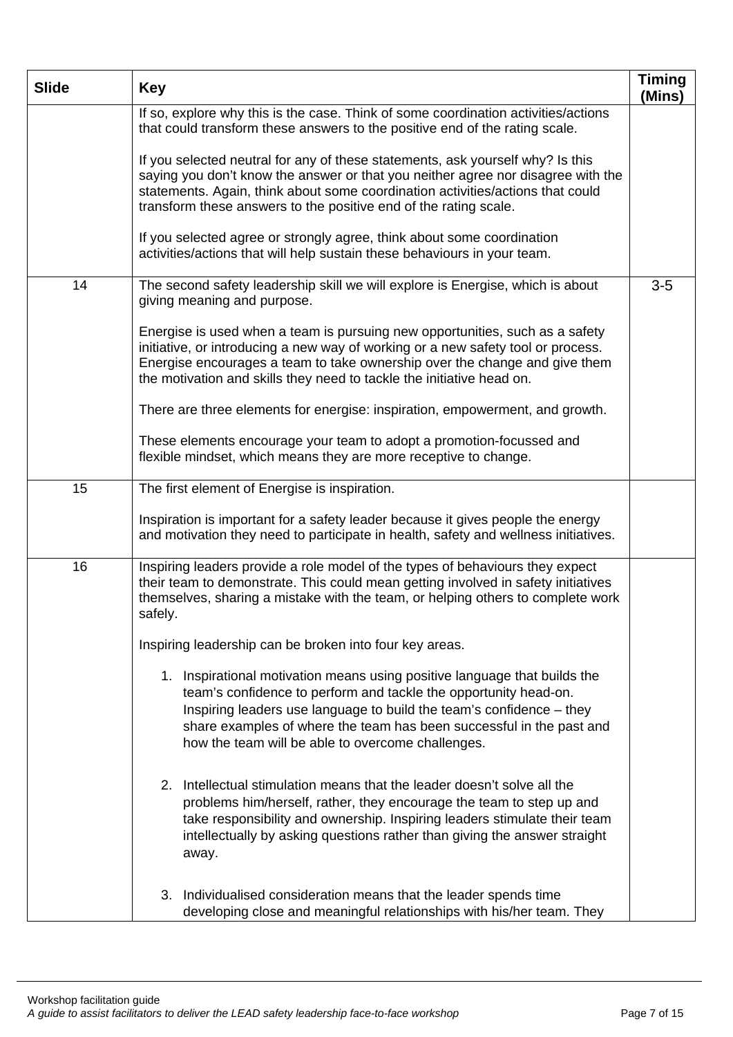| Slide | Key | Timing (Mins) |
|---|---|---|
| | If so, explore why this is the case. Think of some coordination activities/actions that could transform these answers to the positive end of the rating scale.<br><br>If you selected neutral for any of these statements, ask yourself why? Is this saying you don't know the answer or that you neither agree nor disagree with the statements. Again, think about some coordination activities/actions that could transform these answers to the positive end of the rating scale.<br><br>If you selected agree or strongly agree, think about some coordination activities/actions that will help sustain these behaviours in your team. | |
| 14 | The second safety leadership skill we will explore is Energise, which is about giving meaning and purpose.<br><br>Energise is used when a team is pursuing new opportunities, such as a safety initiative, or introducing a new way of working or a new safety tool or process. Energise encourages a team to take ownership over the change and give them the motivation and skills they need to tackle the initiative head on.<br><br>There are three elements for energise: inspiration, empowerment, and growth.<br><br>These elements encourage your team to adopt a promotion-focussed and flexible mindset, which means they are more receptive to change. | 3-5 |
| 15 | The first element of Energise is inspiration.<br><br>Inspiration is important for a safety leader because it gives people the energy and motivation they need to participate in health, safety and wellness initiatives. | |
| 16 | Inspiring leaders provide a role model of the types of behaviours they expect their team to demonstrate. This could mean getting involved in safety initiatives themselves, sharing a mistake with the team, or helping others to complete work safely.<br><br>Inspiring leadership can be broken into four key areas.<br><br>1. Inspirational motivation means using positive language that builds the team's confidence to perform and tackle the opportunity head-on. Inspiring leaders use language to build the team's confidence – they share examples of where the team has been successful in the past and how the team will be able to overcome challenges.<br><br>2. Intellectual stimulation means that the leader doesn't solve all the problems him/herself, rather, they encourage the team to step up and take responsibility and ownership. Inspiring leaders stimulate their team intellectually by asking questions rather than giving the answer straight away.<br><br>3. Individualised consideration means that the leader spends time developing close and meaningful relationships with his/her team. They | |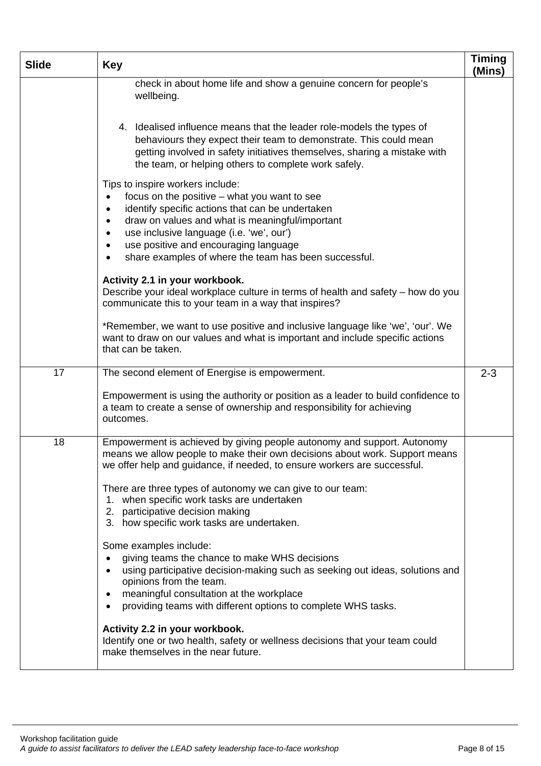| Slide | Key | Timing (Mins) |
|---|---|---|
| | check in about home life and show a genuine concern for people's wellbeing.<br><br>4. Idealised influence means that the leader role-models the types of behaviours they expect their team to demonstrate. This could mean getting involved in safety initiatives themselves, sharing a mistake with the team, or helping others to complete work safely.<br><br>Tips to inspire workers include:<br>• focus on the positive – what you want to see<br>• identify specific actions that can be undertaken<br>• draw on values and what is meaningful/important<br>• use inclusive language (i.e. 'we', 'our')<br>• use positive and encouraging language<br>• share examples of where the team has been successful.<br><br>**Activity 2.1 in your workbook.**<br>Describe your ideal workplace culture in terms of health and safety – how do you communicate this to your team in a way that inspires?<br><br>*Remember, we want to use positive and inclusive language like 'we', 'our'. We want to draw on our values and what is important and include specific actions that can be taken. | |
| 17 | The second element of Energise is empowerment.<br><br>Empowerment is using the authority or position as a leader to build confidence to a team to create a sense of ownership and responsibility for achieving outcomes. | 2-3 |
| 18 | Empowerment is achieved by giving people autonomy and support. Autonomy means we allow people to make their own decisions about work. Support means we offer help and guidance, if needed, to ensure workers are successful.<br><br>There are three types of autonomy we can give to our team:<br>1. when specific work tasks are undertaken<br>2. participative decision making<br>3. how specific work tasks are undertaken.<br><br>Some examples include:<br>• giving teams the chance to make WHS decisions<br>• using participative decision-making such as seeking out ideas, solutions and opinions from the team.<br>• meaningful consultation at the workplace<br>• providing teams with different options to complete WHS tasks.<br><br>**Activity 2.2 in your workbook.**<br>Identify one or two health, safety or wellness decisions that your team could make themselves in the near future. | |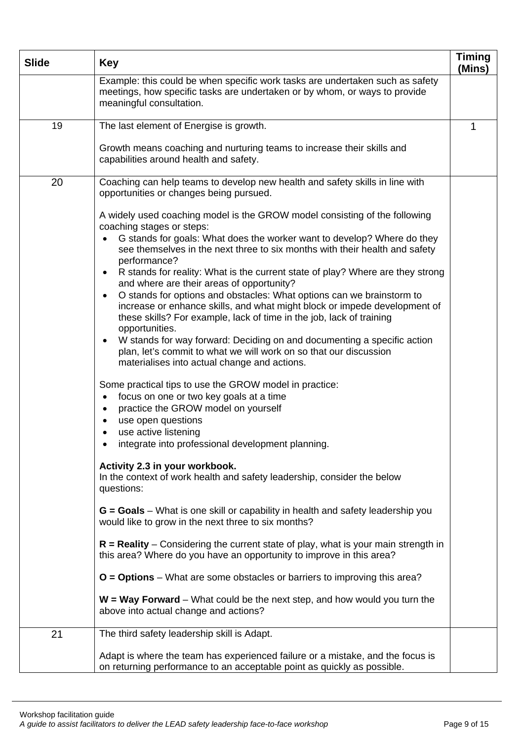| Slide | Key | Timing (Mins) |
|---|---|---|
| | Example: this could be when specific work tasks are undertaken such as safety meetings, how specific tasks are undertaken or by whom, or ways to provide meaningful consultation. | |
| 19 | The last element of Energise is growth.<br><br>Growth means coaching and nurturing teams to increase their skills and capabilities around health and safety. | 1 |
| 20 | Coaching can help teams to develop new health and safety skills in line with opportunities or changes being pursued.<br><br>A widely used coaching model is the GROW model consisting of the following coaching stages or steps:<br>• G stands for goals: What does the worker want to develop? Where do they see themselves in the next three to six months with their health and safety performance?<br>• R stands for reality: What is the current state of play? Where are they strong and where are their areas of opportunity?<br>• O stands for options and obstacles: What options can we brainstorm to increase or enhance skills, and what might block or impede development of these skills? For example, lack of time in the job, lack of training opportunities.<br>• W stands for way forward: Deciding on and documenting a specific action plan, let's commit to what we will work on so that our discussion materialises into actual change and actions.<br><br>Some practical tips to use the GROW model in practice:<br>• focus on one or two key goals at a time<br>• practice the GROW model on yourself<br>• use open questions<br>• use active listening<br>• integrate into professional development planning.<br><br>**Activity 2.3 in your workbook.**<br>In the context of work health and safety leadership, consider the below questions:<br><br>**G = Goals** – What is one skill or capability in health and safety leadership you would like to grow in the next three to six months?<br><br>**R = Reality** – Considering the current state of play, what is your main strength in this area? Where do you have an opportunity to improve in this area?<br><br>**O = Options** – What are some obstacles or barriers to improving this area?<br><br>**W = Way Forward** – What could be the next step, and how would you turn the above into actual change and actions? | |
| 21 | The third safety leadership skill is Adapt.<br><br>Adapt is where the team has experienced failure or a mistake, and the focus is on returning performance to an acceptable point as quickly as possible. | |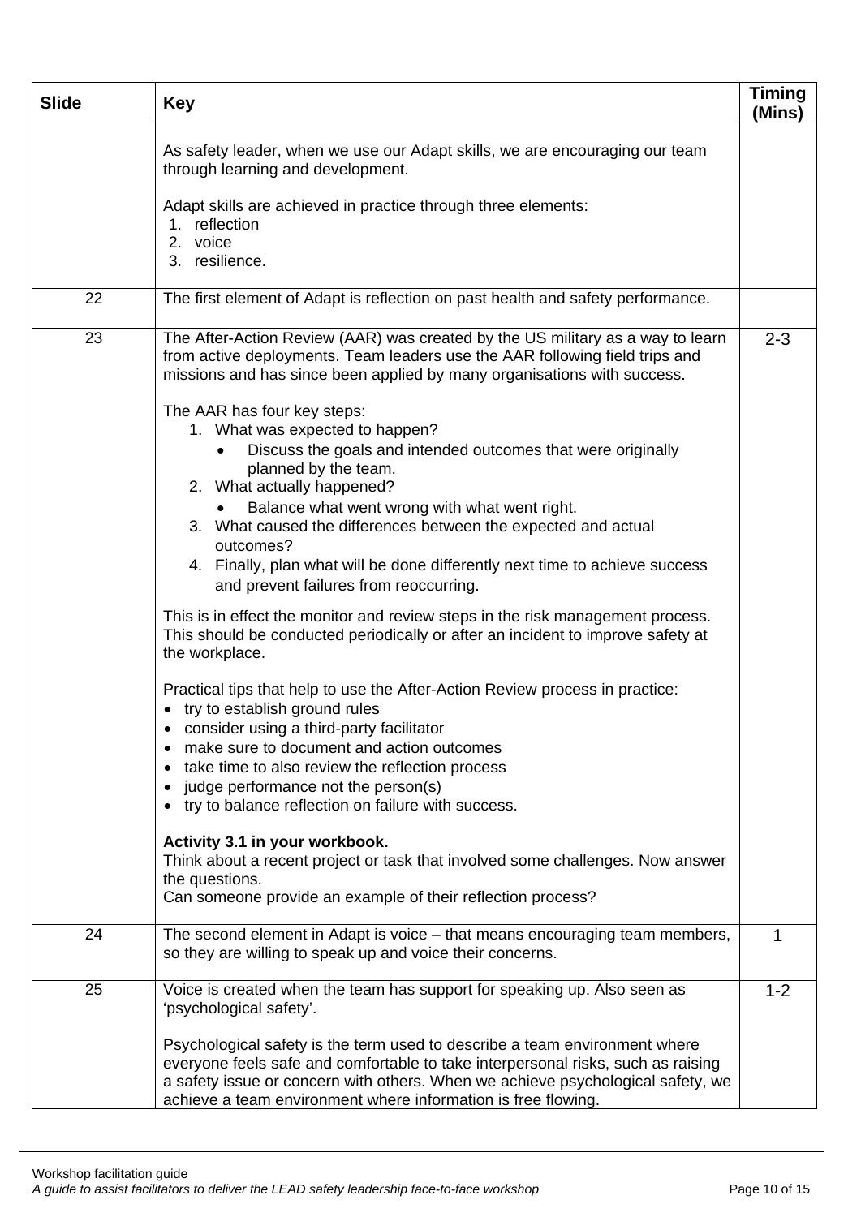| Slide | Key | Timing (Mins) |
|---|---|---|
| | As safety leader, when we use our Adapt skills, we are encouraging our team through learning and development.<br><br>Adapt skills are achieved in practice through three elements:<br>1. reflection<br>2. voice<br>3. resilience. | |
| 22 | The first element of Adapt is reflection on past health and safety performance. | |
| 23 | The After-Action Review (AAR) was created by the US military as a way to learn from active deployments. Team leaders use the AAR following field trips and missions and has since been applied by many organisations with success.<br><br>The AAR has four key steps:<br>1. What was expected to happen?<br>• Discuss the goals and intended outcomes that were originally planned by the team.<br>2. What actually happened?<br>• Balance what went wrong with what went right.<br>3. What caused the differences between the expected and actual outcomes?<br>4. Finally, plan what will be done differently next time to achieve success and prevent failures from reoccurring.<br><br>This is in effect the monitor and review steps in the risk management process. This should be conducted periodically or after an incident to improve safety at the workplace.<br><br>Practical tips that help to use the After-Action Review process in practice:<br>• try to establish ground rules<br>• consider using a third-party facilitator<br>• make sure to document and action outcomes<br>• take time to also review the reflection process<br>• judge performance not the person(s)<br>• try to balance reflection on failure with success.<br><br>**Activity 3.1 in your workbook.**<br>Think about a recent project or task that involved some challenges. Now answer the questions.<br>Can someone provide an example of their reflection process? | 2-3 |
| 24 | The second element in Adapt is voice – that means encouraging team members, so they are willing to speak up and voice their concerns. | 1 |
| 25 | Voice is created when the team has support for speaking up. Also seen as 'psychological safety'.<br><br>Psychological safety is the term used to describe a team environment where everyone feels safe and comfortable to take interpersonal risks, such as raising a safety issue or concern with others. When we achieve psychological safety, we achieve a team environment where information is free flowing. | 1-2 |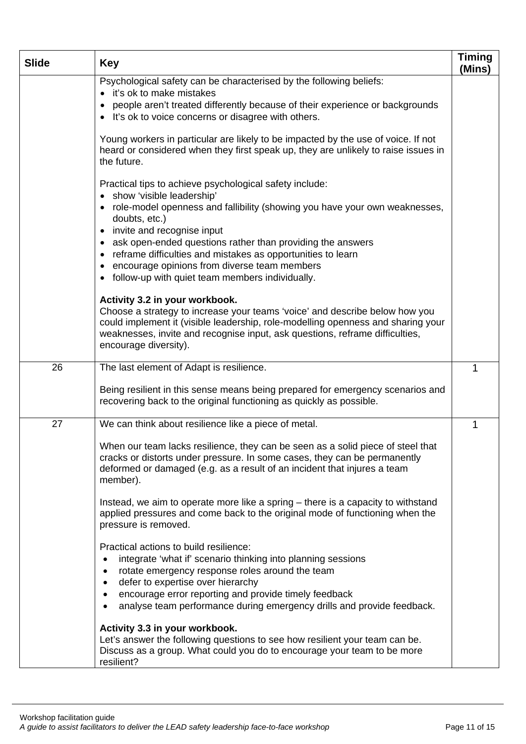| Slide | Key | Timing (Mins) |
|---|---|---|
| | Psychological safety can be characterised by the following beliefs:<br>• it's ok to make mistakes<br>• people aren't treated differently because of their experience or backgrounds<br>• It's ok to voice concerns or disagree with others.<br><br>Young workers in particular are likely to be impacted by the use of voice. If not heard or considered when they first speak up, they are unlikely to raise issues in the future.<br><br>Practical tips to achieve psychological safety include:<br>• show 'visible leadership'<br>• role-model openness and fallibility (showing you have your own weaknesses, doubts, etc.)<br>• invite and recognise input<br>• ask open-ended questions rather than providing the answers<br>• reframe difficulties and mistakes as opportunities to learn<br>• encourage opinions from diverse team members<br>• follow-up with quiet team members individually.<br><br>**Activity 3.2 in your workbook.**<br>Choose a strategy to increase your teams 'voice' and describe below how you could implement it (visible leadership, role-modelling openness and sharing your weaknesses, invite and recognise input, ask questions, reframe difficulties, encourage diversity). | |
| 26 | The last element of Adapt is resilience.<br><br>Being resilient in this sense means being prepared for emergency scenarios and recovering back to the original functioning as quickly as possible. | 1 |
| 27 | We can think about resilience like a piece of metal.<br><br>When our team lacks resilience, they can be seen as a solid piece of steel that cracks or distorts under pressure. In some cases, they can be permanently deformed or damaged (e.g. as a result of an incident that injures a team member).<br><br>Instead, we aim to operate more like a spring – there is a capacity to withstand applied pressures and come back to the original mode of functioning when the pressure is removed.<br><br>Practical actions to build resilience:<br>• integrate 'what if' scenario thinking into planning sessions<br>• rotate emergency response roles around the team<br>• defer to expertise over hierarchy<br>• encourage error reporting and provide timely feedback<br>• analyse team performance during emergency drills and provide feedback.<br><br>**Activity 3.3 in your workbook.**<br>Let's answer the following questions to see how resilient your team can be. Discuss as a group. What could you do to encourage your team to be more resilient? | 1 |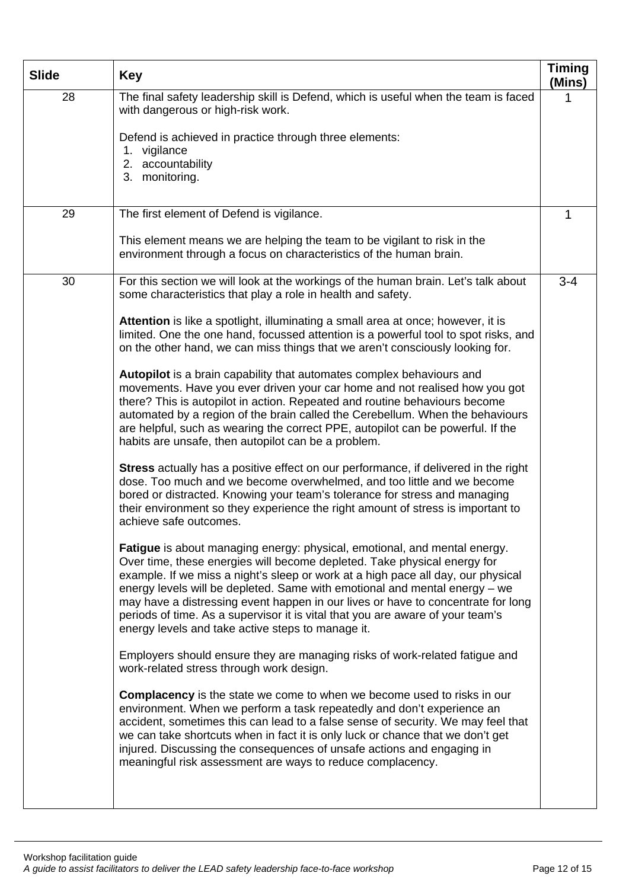| Slide | Key | Timing (Mins) |
|---|---|---|
| 28 | The final safety leadership skill is Defend, which is useful when the team is faced with dangerous or high-risk work.<br><br>Defend is achieved in practice through three elements:<br>1. vigilance<br>2. accountability<br>3. monitoring. | 1 |
| 29 | The first element of Defend is vigilance.<br><br>This element means we are helping the team to be vigilant to risk in the environment through a focus on characteristics of the human brain. | 1 |
| 30 | For this section we will look at the workings of the human brain. Let's talk about some characteristics that play a role in health and safety.<br><br>**Attention** is like a spotlight, illuminating a small area at once; however, it is limited. One the one hand, focussed attention is a powerful tool to spot risks, and on the other hand, we can miss things that we aren't consciously looking for.<br><br>**Autopilot** is a brain capability that automates complex behaviours and movements. Have you ever driven your car home and not realised how you got there? This is autopilot in action. Repeated and routine behaviours become automated by a region of the brain called the Cerebellum. When the behaviours are helpful, such as wearing the correct PPE, autopilot can be powerful. If the habits are unsafe, then autopilot can be a problem.<br><br>**Stress** actually has a positive effect on our performance, if delivered in the right dose. Too much and we become overwhelmed, and too little and we become bored or distracted. Knowing your team's tolerance for stress and managing their environment so they experience the right amount of stress is important to achieve safe outcomes.<br><br>**Fatigue** is about managing energy: physical, emotional, and mental energy. Over time, these energies will become depleted. Take physical energy for example. If we miss a night's sleep or work at a high pace all day, our physical energy levels will be depleted. Same with emotional and mental energy – we may have a distressing event happen in our lives or have to concentrate for long periods of time. As a supervisor it is vital that you are aware of your team's energy levels and take active steps to manage it.<br><br>Employers should ensure they are managing risks of work-related fatigue and work-related stress through work design.<br><br>**Complacency** is the state we come to when we become used to risks in our environment. When we perform a task repeatedly and don't experience an accident, sometimes this can lead to a false sense of security. We may feel that we can take shortcuts when in fact it is only luck or chance that we don't get injured. Discussing the consequences of unsafe actions and engaging in meaningful risk assessment are ways to reduce complacency. | 3-4 |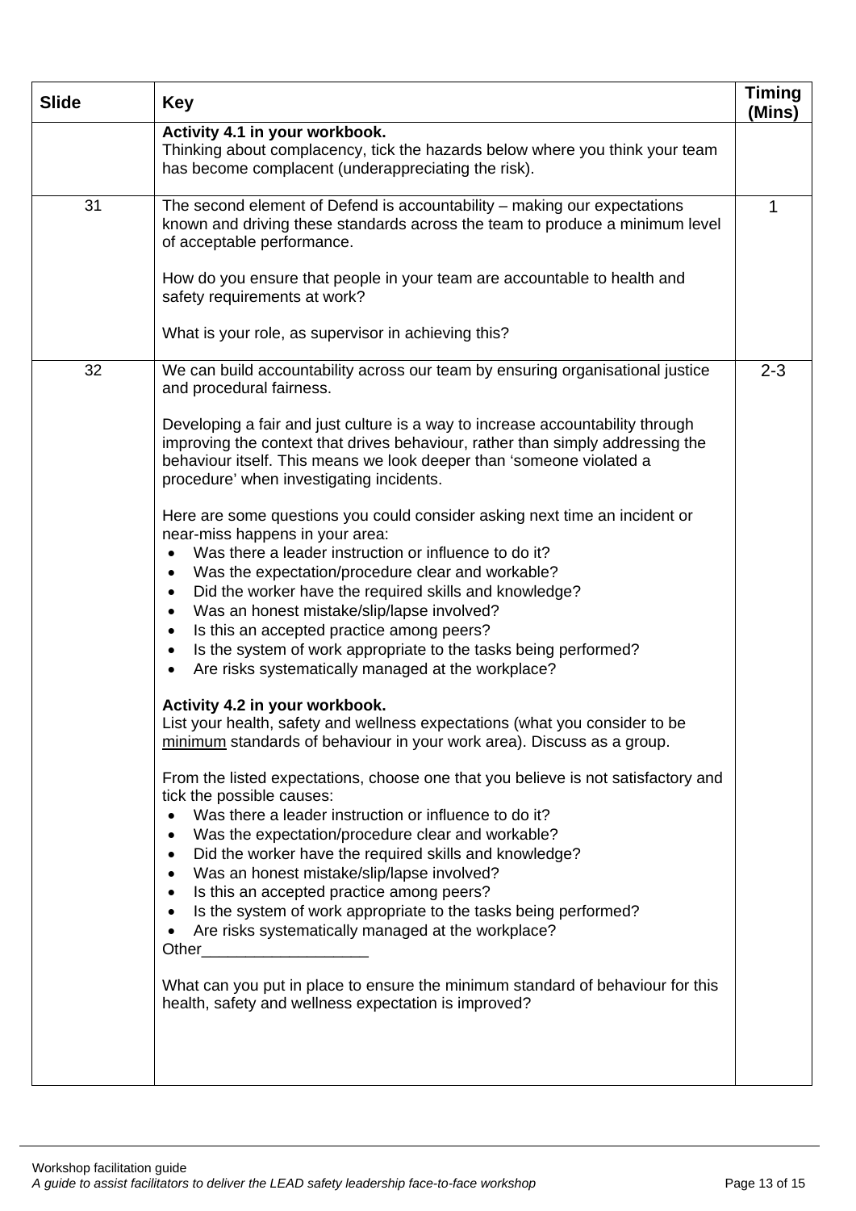| Slide | Key | Timing (Mins) |
|---|---|---|
| | **Activity 4.1 in your workbook.**<br>Thinking about complacency, tick the hazards below where you think your team has become complacent (underappreciating the risk). | |
| 31 | The second element of Defend is accountability – making our expectations known and driving these standards across the team to produce a minimum level of acceptable performance.<br><br>How do you ensure that people in your team are accountable to health and safety requirements at work?<br><br>What is your role, as supervisor in achieving this? | 1 |
| 32 | We can build accountability across our team by ensuring organisational justice and procedural fairness.<br><br>Developing a fair and just culture is a way to increase accountability through improving the context that drives behaviour, rather than simply addressing the behaviour itself. This means we look deeper than 'someone violated a procedure' when investigating incidents.<br><br>Here are some questions you could consider asking next time an incident or near-miss happens in your area:<br>• Was there a leader instruction or influence to do it?<br>• Was the expectation/procedure clear and workable?<br>• Did the worker have the required skills and knowledge?<br>• Was an honest mistake/slip/lapse involved?<br>• Is this an accepted practice among peers?<br>• Is the system of work appropriate to the tasks being performed?<br>• Are risks systematically managed at the workplace?<br><br>**Activity 4.2 in your workbook.**<br>List your health, safety and wellness expectations (what you consider to be <u>minimum</u> standards of behaviour in your work area). Discuss as a group.<br><br>From the listed expectations, choose one that you believe is not satisfactory and tick the possible causes:<br>• Was there a leader instruction or influence to do it?<br>• Was the expectation/procedure clear and workable?<br>• Did the worker have the required skills and knowledge?<br>• Was an honest mistake/slip/lapse involved?<br>• Is this an accepted practice among peers?<br>• Is the system of work appropriate to the tasks being performed?<br>• Are risks systematically managed at the workplace?<br>Other___________________<br><br>What can you put in place to ensure the minimum standard of behaviour for this health, safety and wellness expectation is improved? | 2-3 |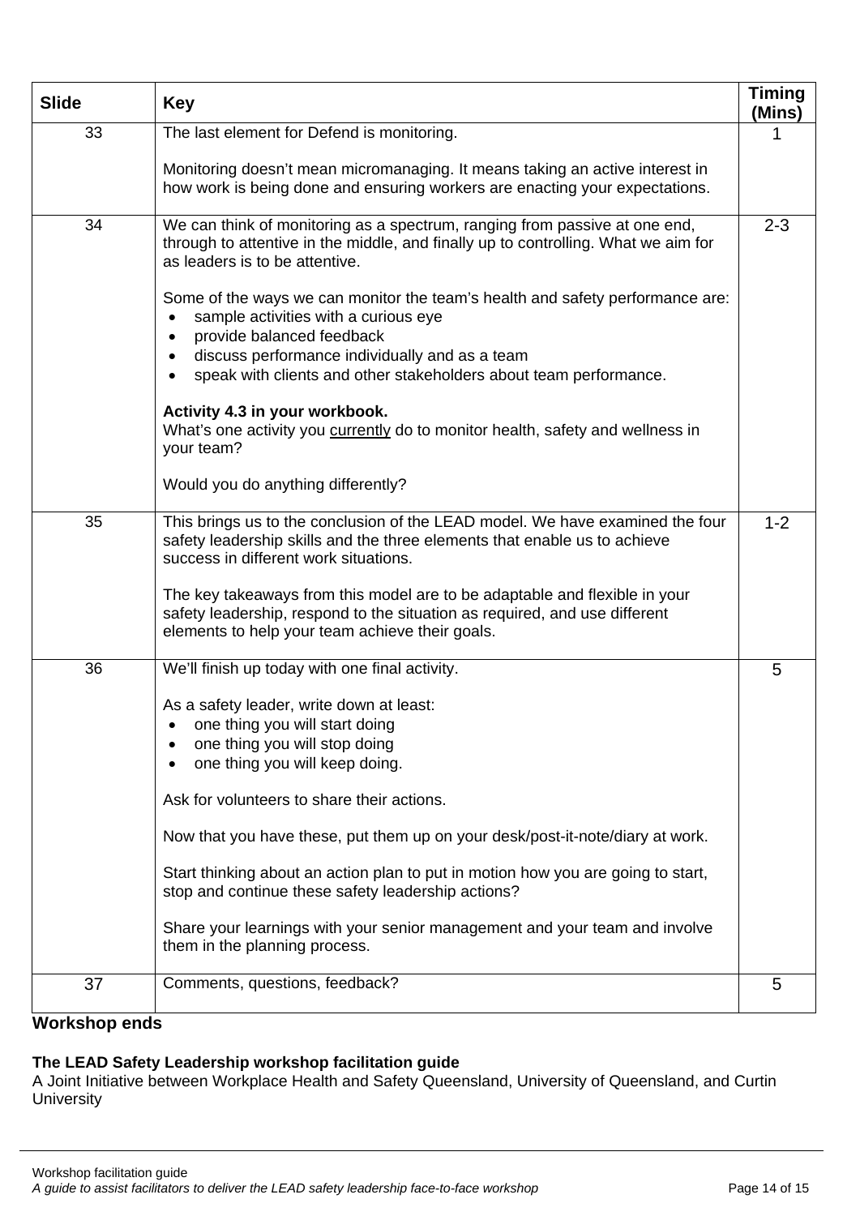| Slide | Key | Timing (Mins) |
|---|---|---|
| 33 | The last element for Defend is monitoring.<br><br>Monitoring doesn't mean micromanaging. It means taking an active interest in how work is being done and ensuring workers are enacting your expectations. | 1 |
| 34 | We can think of monitoring as a spectrum, ranging from passive at one end, through to attentive in the middle, and finally up to controlling. What we aim for as leaders is to be attentive.<br><br>Some of the ways we can monitor the team's health and safety performance are:<br>• sample activities with a curious eye<br>• provide balanced feedback<br>• discuss performance individually and as a team<br>• speak with clients and other stakeholders about team performance.<br><br>**Activity 4.3 in your workbook.**<br>What's one activity you <u>currently</u> do to monitor health, safety and wellness in your team?<br><br>Would you do anything differently? | 2-3 |
| 35 | This brings us to the conclusion of the LEAD model. We have examined the four safety leadership skills and the three elements that enable us to achieve success in different work situations.<br><br>The key takeaways from this model are to be adaptable and flexible in your safety leadership, respond to the situation as required, and use different elements to help your team achieve their goals. | 1-2 |
| 36 | We'll finish up today with one final activity.<br><br>As a safety leader, write down at least:<br>• one thing you will start doing<br>• one thing you will stop doing<br>• one thing you will keep doing.<br><br>Ask for volunteers to share their actions.<br><br>Now that you have these, put them up on your desk/post-it-note/diary at work.<br><br>Start thinking about an action plan to put in motion how you are going to start, stop and continue these safety leadership actions?<br><br>Share your learnings with your senior management and your team and involve them in the planning process. | 5 |
| 37 | Comments, questions, feedback? | 5 |

**Workshop ends**

**The LEAD Safety Leadership workshop facilitation guide**
A Joint Initiative between Workplace Health and Safety Queensland, University of Queensland, and Curtin University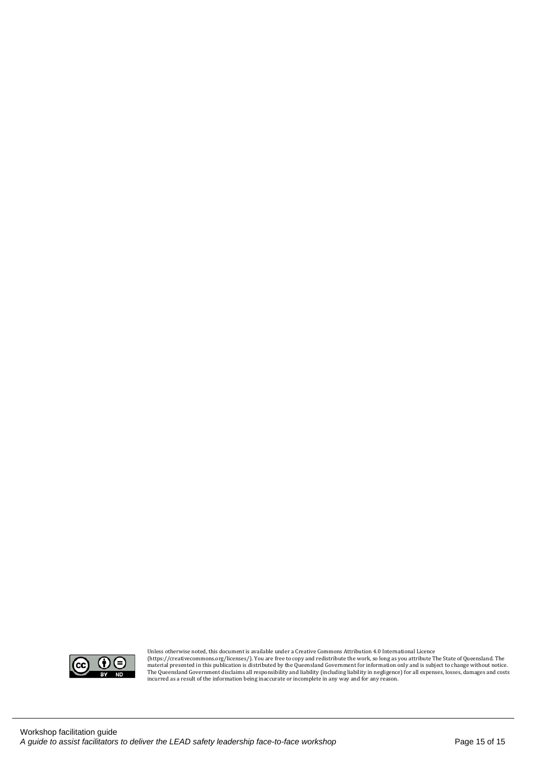Unless otherwise noted, this document is available under a Creative Commons Attribution 4.0 International Licence (https://creativecommons.org/licenses/). You are free to copy and redistribute the work, so long as you attribute The State of Queensland. The material presented in this publication is distributed by the Queensland Government for information only and is subject to change without notice. The Queensland Government disclaims all responsibility and liability (including liability in negligence) for all expenses, losses, damages and costs incurred as a result of the information being inaccurate or incomplete in any way and for any reason.